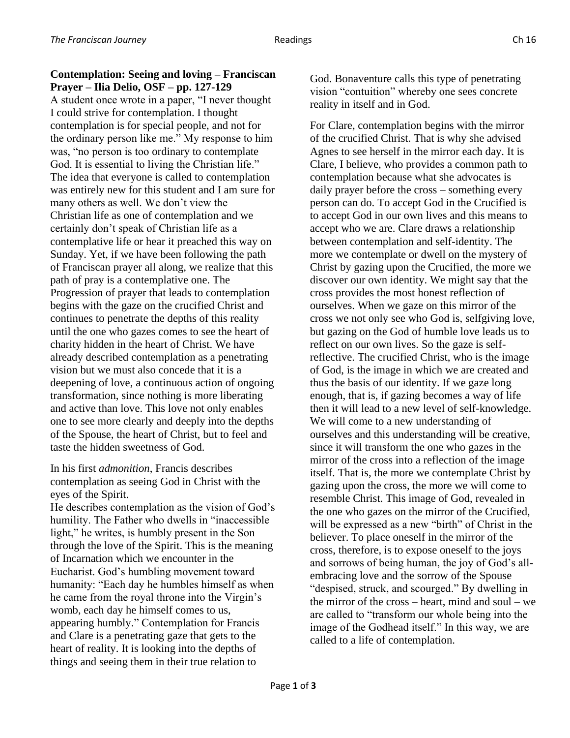**Contemplation: Seeing and loving – Franciscan Prayer – Ilia Delio, OSF – pp. 127-129**

A student once wrote in a paper, "I never thought I could strive for contemplation. I thought contemplation is for special people, and not for the ordinary person like me." My response to him was, "no person is too ordinary to contemplate God. It is essential to living the Christian life." The idea that everyone is called to contemplation was entirely new for this student and I am sure for many others as well. We don't view the Christian life as one of contemplation and we certainly don't speak of Christian life as a contemplative life or hear it preached this way on Sunday. Yet, if we have been following the path of Franciscan prayer all along, we realize that this path of pray is a contemplative one. The Progression of prayer that leads to contemplation begins with the gaze on the crucified Christ and continues to penetrate the depths of this reality until the one who gazes comes to see the heart of charity hidden in the heart of Christ. We have already described contemplation as a penetrating vision but we must also concede that it is a deepening of love, a continuous action of ongoing transformation, since nothing is more liberating and active than love. This love not only enables one to see more clearly and deeply into the depths of the Spouse, the heart of Christ, but to feel and taste the hidden sweetness of God.

In his first *admonition*, Francis describes contemplation as seeing God in Christ with the eyes of the Spirit.

He describes contemplation as the vision of God's humility. The Father who dwells in "inaccessible light," he writes, is humbly present in the Son through the love of the Spirit. This is the meaning of Incarnation which we encounter in the Eucharist. God's humbling movement toward humanity: "Each day he humbles himself as when he came from the royal throne into the Virgin's womb, each day he himself comes to us, appearing humbly." Contemplation for Francis and Clare is a penetrating gaze that gets to the heart of reality. It is looking into the depths of things and seeing them in their true relation to God. Bonaventure calls this type of penetrating vision "contuition" whereby one sees concrete reality in itself and in God.

For Clare, contemplation begins with the mirror of the crucified Christ. That is why she advised Agnes to see herself in the mirror each day. It is Clare, I believe, who provides a common path to contemplation because what she advocates is daily prayer before the cross – something every person can do. To accept God in the Crucified is to accept God in our own lives and this means to accept who we are. Clare draws a relationship between contemplation and self-identity. The more we contemplate or dwell on the mystery of Christ by gazing upon the Crucified, the more we discover our own identity. We might say that the cross provides the most honest reflection of ourselves. When we gaze on this mirror of the cross we not only see who God is, selfgiving love, but gazing on the God of humble love leads us to reflect on our own lives. So the gaze is self-reflective. The crucified Christ, who is the image of God, is the image in which we are created and thus the basis of our identity. If we gaze long enough, that is, if gazing becomes a way of life then it will lead to a new level of self-knowledge. We will come to a new understanding of ourselves and this understanding will be creative, since it will transform the one who gazes in the mirror of the cross into a reflection of the image itself. That is, the more we contemplate Christ by gazing upon the cross, the more we will come to resemble Christ. This image of God, revealed in the one who gazes on the mirror of the Crucified, will be expressed as a new "birth" of Christ in the believer. To place oneself in the mirror of the cross, therefore, is to expose oneself to the joys and sorrows of being human, the joy of God's all-embracing love and the sorrow of the Spouse "despised, struck, and scourged." By dwelling in the mirror of the cross – heart, mind and soul – we are called to "transform our whole being into the image of the Godhead itself." In this way, we are called to a life of contemplation.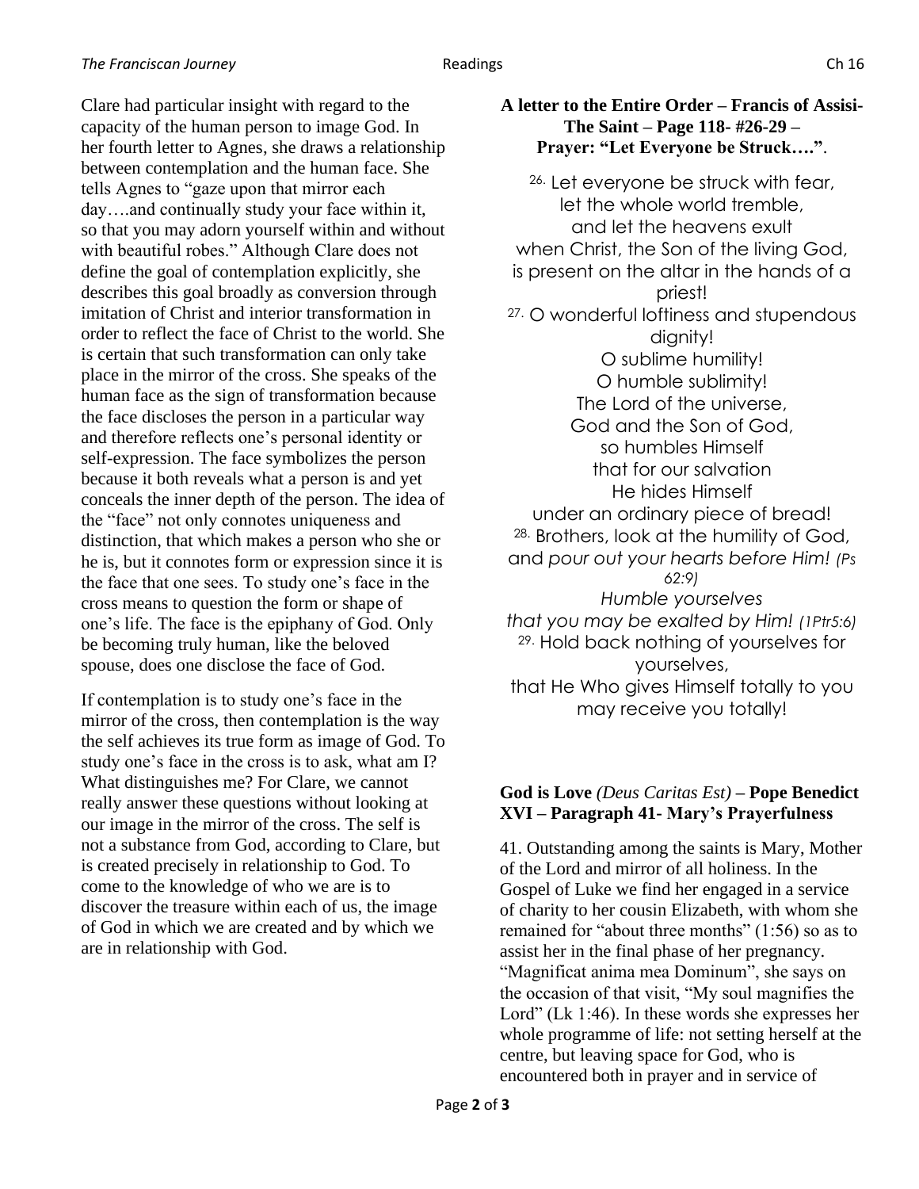Clare had particular insight with regard to the capacity of the human person to image God. In her fourth letter to Agnes, she draws a relationship between contemplation and the human face. She tells Agnes to "gaze upon that mirror each day….and continually study your face within it, so that you may adorn yourself within and without with beautiful robes." Although Clare does not define the goal of contemplation explicitly, she describes this goal broadly as conversion through imitation of Christ and interior transformation in order to reflect the face of Christ to the world. She is certain that such transformation can only take place in the mirror of the cross. She speaks of the human face as the sign of transformation because the face discloses the person in a particular way and therefore reflects one's personal identity or self-expression. The face symbolizes the person because it both reveals what a person is and yet conceals the inner depth of the person. The idea of the "face" not only connotes uniqueness and distinction, that which makes a person who she or he is, but it connotes form or expression since it is the face that one sees. To study one's face in the cross means to question the form or shape of one's life. The face is the epiphany of God. Only be becoming truly human, like the beloved spouse, does one disclose the face of God.

If contemplation is to study one's face in the mirror of the cross, then contemplation is the way the self achieves its true form as image of God. To study one's face in the cross is to ask, what am I? What distinguishes me? For Clare, we cannot really answer these questions without looking at our image in the mirror of the cross. The self is not a substance from God, according to Clare, but is created precisely in relationship to God. To come to the knowledge of who we are is to discover the treasure within each of us, the image of God in which we are created and by which we are in relationship with God.

**A letter to the Entire Order – Francis of Assisi- The Saint – Page 118- #26-29 – Prayer: "Let Everyone be Struck….".**

[26.] Let everyone be struck with fear,
let the whole world tremble,
and let the heavens exult
when Christ, the Son of the living God,
is present on the altar in the hands of a priest!
[27.] O wonderful loftiness and stupendous dignity!
O sublime humility!
O humble sublimity!
The Lord of the universe,
God and the Son of God,
so humbles Himself
that for our salvation
He hides Himself
under an ordinary piece of bread!
[28.] Brothers, look at the humility of God,
and *pour out your hearts before Him! (Ps 62:9)*
*Humble yourselves*
*that you may be exalted by Him! (1Ptr5:6)*
[29.] Hold back nothing of yourselves for yourselves,
that He Who gives Himself totally to you
may receive you totally!

**God is Love** *(Deus Caritas Est)* **– Pope Benedict XVI – Paragraph 41- Mary's Prayerfulness**

41. Outstanding among the saints is Mary, Mother of the Lord and mirror of all holiness. In the Gospel of Luke we find her engaged in a service of charity to her cousin Elizabeth, with whom she remained for "about three months" (1:56) so as to assist her in the final phase of her pregnancy. "Magnificat anima mea Dominum", she says on the occasion of that visit, "My soul magnifies the Lord" (Lk 1:46). In these words she expresses her whole programme of life: not setting herself at the centre, but leaving space for God, who is encountered both in prayer and in service of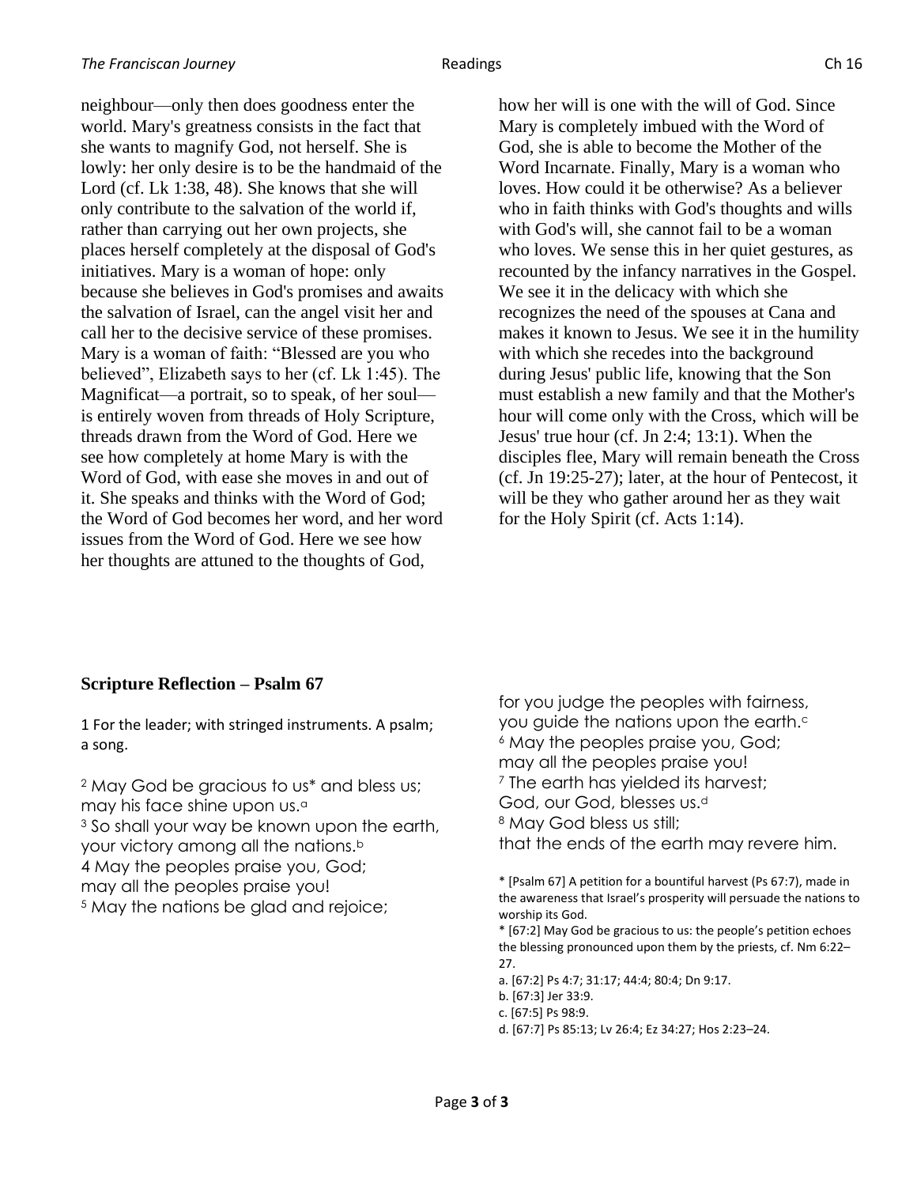neighbour—only then does goodness enter the world. Mary's greatness consists in the fact that she wants to magnify God, not herself. She is lowly: her only desire is to be the handmaid of the Lord (cf. Lk 1:38, 48). She knows that she will only contribute to the salvation of the world if, rather than carrying out her own projects, she places herself completely at the disposal of God's initiatives. Mary is a woman of hope: only because she believes in God's promises and awaits the salvation of Israel, can the angel visit her and call her to the decisive service of these promises. Mary is a woman of faith: "Blessed are you who believed", Elizabeth says to her (cf. Lk 1:45). The Magnificat—a portrait, so to speak, of her soul—is entirely woven from threads of Holy Scripture, threads drawn from the Word of God. Here we see how completely at home Mary is with the Word of God, with ease she moves in and out of it. She speaks and thinks with the Word of God; the Word of God becomes her word, and her word issues from the Word of God. Here we see how her thoughts are attuned to the thoughts of God, how her will is one with the will of God. Since Mary is completely imbued with the Word of God, she is able to become the Mother of the Word Incarnate. Finally, Mary is a woman who loves. How could it be otherwise? As a believer who in faith thinks with God's thoughts and wills with God's will, she cannot fail to be a woman who loves. We sense this in her quiet gestures, as recounted by the infancy narratives in the Gospel. We see it in the delicacy with which she recognizes the need of the spouses at Cana and makes it known to Jesus. We see it in the humility with which she recedes into the background during Jesus' public life, knowing that the Son must establish a new family and that the Mother's hour will come only with the Cross, which will be Jesus' true hour (cf. Jn 2:4; 13:1). When the disciples flee, Mary will remain beneath the Cross (cf. Jn 19:25-27); later, at the hour of Pentecost, it will be they who gather around her as they wait for the Holy Spirit (cf. Acts 1:14).

## Scripture Reflection – Psalm 67

1 For the leader; with stringed instruments. A psalm; a song.

2 May God be gracious to us* and bless us;
may his face shine upon us.[a]
3 So shall your way be known upon the earth,
your victory among all the nations.[b]
4 May the peoples praise you, God;
may all the peoples praise you!
5 May the nations be glad and rejoice;
for you judge the peoples with fairness,
you guide the nations upon the earth.[c]
6 May the peoples praise you, God;
may all the peoples praise you!
7 The earth has yielded its harvest;
God, our God, blesses us.[d]
8 May God bless us still;
that the ends of the earth may revere him.

* [Psalm 67] A petition for a bountiful harvest (Ps 67:7), made in the awareness that Israel's prosperity will persuade the nations to worship its God.

* [67:2] May God be gracious to us: the people's petition echoes the blessing pronounced upon them by the priests, cf. Nm 6:22–27.

a. [67:2] Ps 4:7; 31:17; 44:4; 80:4; Dn 9:17.

b. [67:3] Jer 33:9.

c. [67:5] Ps 98:9.

d. [67:7] Ps 85:13; Lv 26:4; Ez 34:27; Hos 2:23–24.